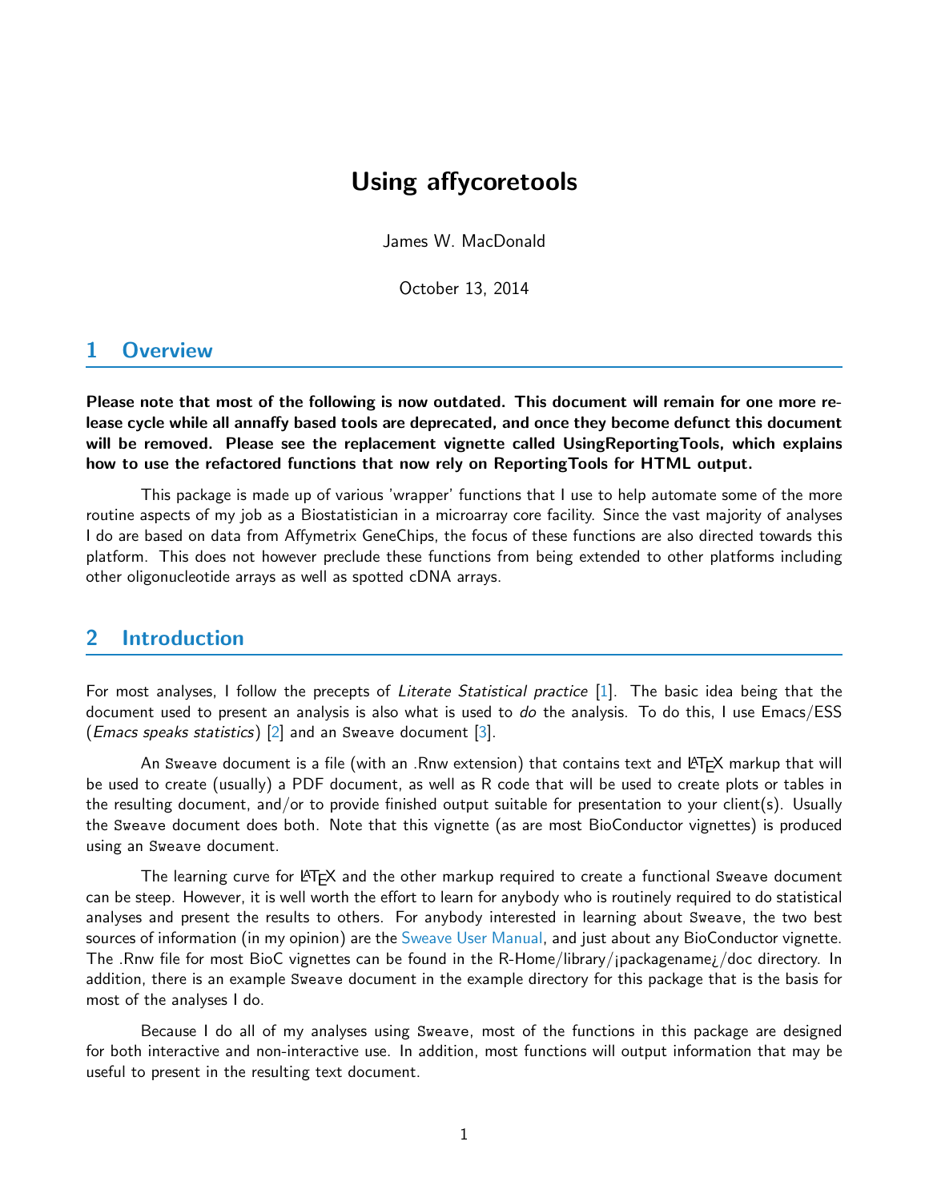# Using affycoretools

James W. MacDonald

October 13, 2014

## 1 Overview

**Please note that most of the following is now outdated. This document will remain for one more release cycle while all annaffy based tools are deprecated, and once they become defunct this document will be removed. Please see the replacement vignette called UsingReportingTools, which explains how to use the refactored functions that now rely on ReportingTools for HTML output.**

This package is made up of various 'wrapper' functions that I use to help automate some of the more routine aspects of my job as a Biostatistician in a microarray core facility. Since the vast majority of analyses I do are based on data from Affymetrix GeneChips, the focus of these functions are also directed towards this platform. This does not however preclude these functions from being extended to other platforms including other oligonucleotide arrays as well as spotted cDNA arrays.

## 2 Introduction

For most analyses, I follow the precepts of *Literate Statistical practice* [1]. The basic idea being that the document used to present an analysis is also what is used to *do* the analysis. To do this, I use Emacs/ESS (*Emacs speaks statistics*) [2] and an `Sweave` document [3].

An `Sweave` document is a file (with an .Rnw extension) that contains text and LaTeX markup that will be used to create (usually) a PDF document, as well as R code that will be used to create plots or tables in the resulting document, and/or to provide finished output suitable for presentation to your client(s). Usually the `Sweave` document does both. Note that this vignette (as are most BioConductor vignettes) is produced using an `Sweave` document.

The learning curve for LaTeX and the other markup required to create a functional `Sweave` document can be steep. However, it is well worth the effort to learn for anybody who is routinely required to do statistical analyses and present the results to others. For anybody interested in learning about `Sweave`, the two best sources of information (in my opinion) are the Sweave User Manual, and just about any BioConductor vignette. The .Rnw file for most BioC vignettes can be found in the R-Home/library/¡packagename¿/doc directory. In addition, there is an example `Sweave` document in the example directory for this package that is the basis for most of the analyses I do.

Because I do all of my analyses using `Sweave`, most of the functions in this package are designed for both interactive and non-interactive use. In addition, most functions will output information that may be useful to present in the resulting text document.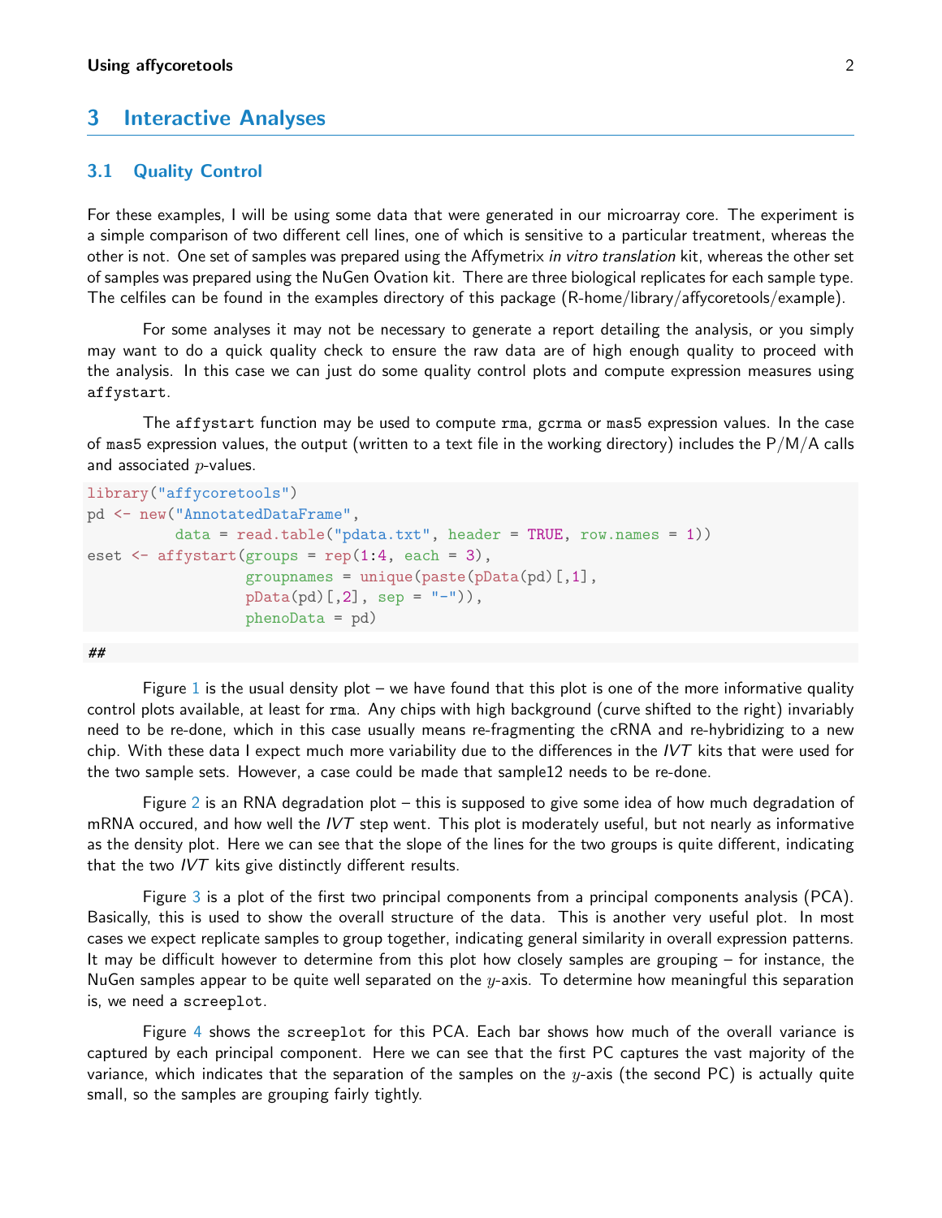## 3 Interactive Analyses

### 3.1 Quality Control

For these examples, I will be using some data that were generated in our microarray core. The experiment is a simple comparison of two different cell lines, one of which is sensitive to a particular treatment, whereas the other is not. One set of samples was prepared using the Affymetrix *in vitro translation* kit, whereas the other set of samples was prepared using the NuGen Ovation kit. There are three biological replicates for each sample type. The celfiles can be found in the examples directory of this package (R-home/library/affycoretools/example).

For some analyses it may not be necessary to generate a report detailing the analysis, or you simply may want to do a quick quality check to ensure the raw data are of high enough quality to proceed with the analysis. In this case we can just do some quality control plots and compute expression measures using `affystart`.

The `affystart` function may be used to compute `rma`, `gcrma` or `mas5` expression values. In the case of `mas5` expression values, the output (written to a text file in the working directory) includes the P/M/A calls and associated $p$-values.

```
library("affycoretools")
pd <- new("AnnotatedDataFrame",
          data = read.table("pdata.txt", header = TRUE, row.names = 1))
eset <- affystart(groups = rep(1:4, each = 3),
                  groupnames = unique(paste(pData(pd)[,1],
                  pData(pd)[,2], sep = "-")),
                  phenoData = pd)
```

```
##
```

Figure 1 is the usual density plot – we have found that this plot is one of the more informative quality control plots available, at least for `rma`. Any chips with high background (curve shifted to the right) invariably need to be re-done, which in this case usually means re-fragmenting the cRNA and re-hybridizing to a new chip. With these data I expect much more variability due to the differences in the *IVT* kits that were used for the two sample sets. However, a case could be made that sample12 needs to be re-done.

Figure 2 is an RNA degradation plot – this is supposed to give some idea of how much degradation of mRNA occured, and how well the *IVT* step went. This plot is moderately useful, but not nearly as informative as the density plot. Here we can see that the slope of the lines for the two groups is quite different, indicating that the two *IVT* kits give distinctly different results.

Figure 3 is a plot of the first two principal components from a principal components analysis (PCA). Basically, this is used to show the overall structure of the data. This is another very useful plot. In most cases we expect replicate samples to group together, indicating general similarity in overall expression patterns. It may be difficult however to determine from this plot how closely samples are grouping – for instance, the NuGen samples appear to be quite well separated on the $y$-axis. To determine how meaningful this separation is, we need a `screeplot`.

Figure 4 shows the `screeplot` for this PCA. Each bar shows how much of the overall variance is captured by each principal component. Here we can see that the first PC captures the vast majority of the variance, which indicates that the separation of the samples on the $y$-axis (the second PC) is actually quite small, so the samples are grouping fairly tightly.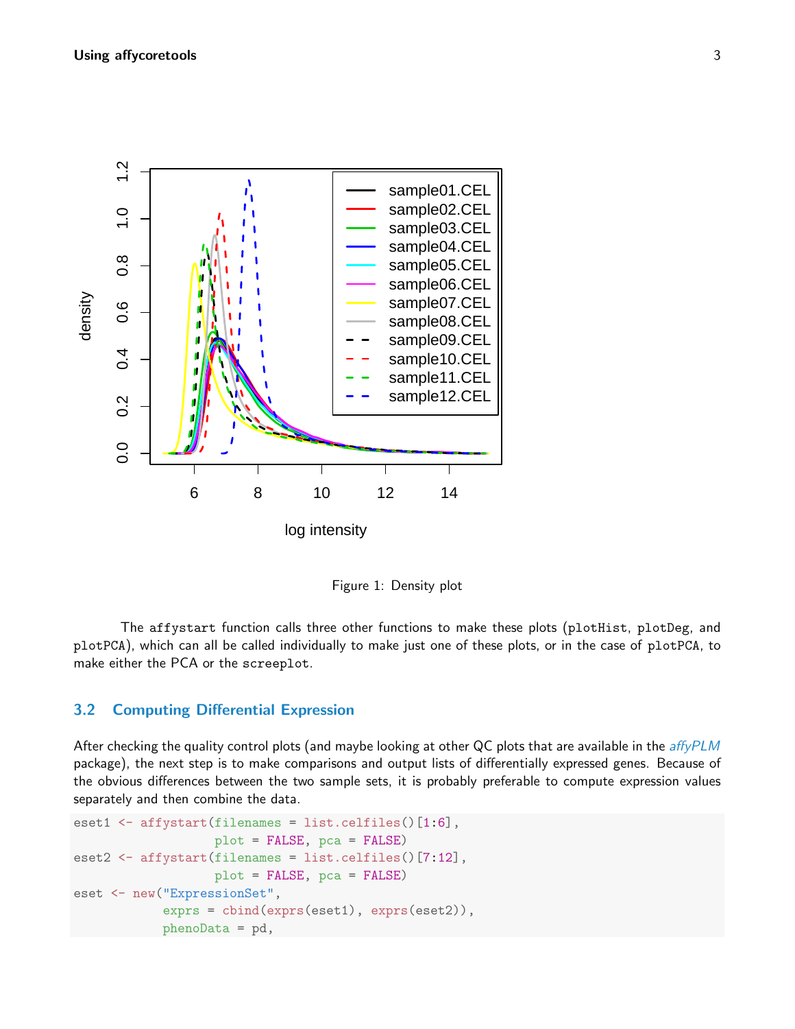Figure 1: Density plot

The affystart function calls three other functions to make these plots (plotHist, plotDeg, and plotPCA), which can all be called individually to make just one of these plots, or in the case of plotPCA, to make either the PCA or the screeplot.

## 3.2 Computing Differential Expression

After checking the quality control plots (and maybe looking at other QC plots that are available in the *affyPLM* package), the next step is to make comparisons and output lists of differentially expressed genes. Because of the obvious differences between the two sample sets, it is probably preferable to compute expression values separately and then combine the data.

```
eset1 <- affystart(filenames = list.celfiles()[1:6],
                   plot = FALSE, pca = FALSE)
eset2 <- affystart(filenames = list.celfiles()[7:12],
                   plot = FALSE, pca = FALSE)
eset <- new("ExpressionSet",
            exprs = cbind(exprs(eset1), exprs(eset2)),
            phenoData = pd,
```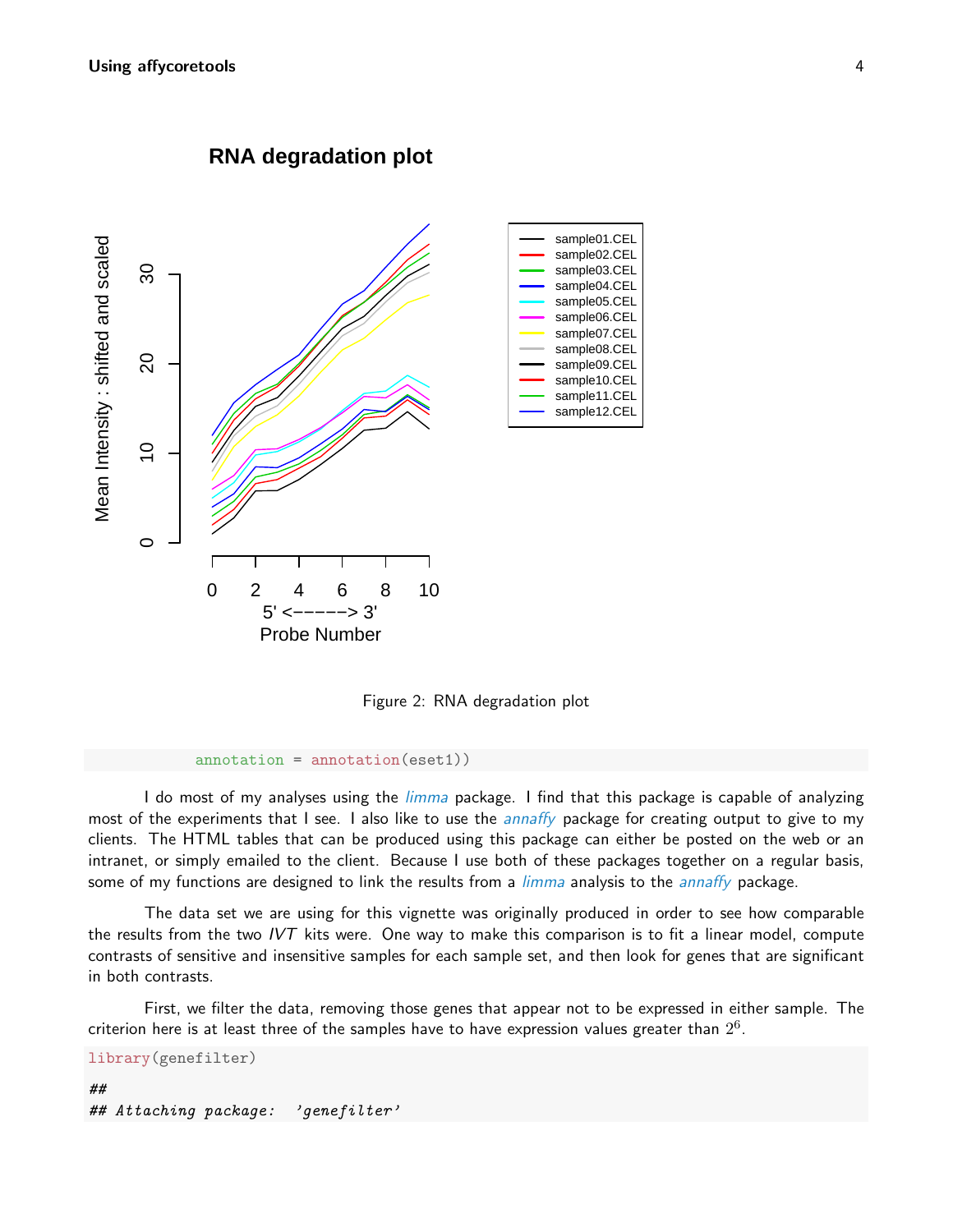Figure 2: RNA degradation plot

```
            annotation = annotation(eset1))
```

I do most of my analyses using the *limma* package. I find that this package is capable of analyzing most of the experiments that I see. I also like to use the *annaffy* package for creating output to give to my clients. The HTML tables that can be produced using this package can either be posted on the web or an intranet, or simply emailed to the client. Because I use both of these packages together on a regular basis, some of my functions are designed to link the results from a *limma* analysis to the *annaffy* package.

The data set we are using for this vignette was originally produced in order to see how comparable the results from the two *IVT* kits were. One way to make this comparison is to fit a linear model, compute contrasts of sensitive and insensitive samples for each sample set, and then look for genes that are significant in both contrasts.

First, we filter the data, removing those genes that appear not to be expressed in either sample. The criterion here is at least three of the samples have to have expression values greater than $2^6$.

```
library(genefilter)

##
## Attaching package:  'genefilter'
```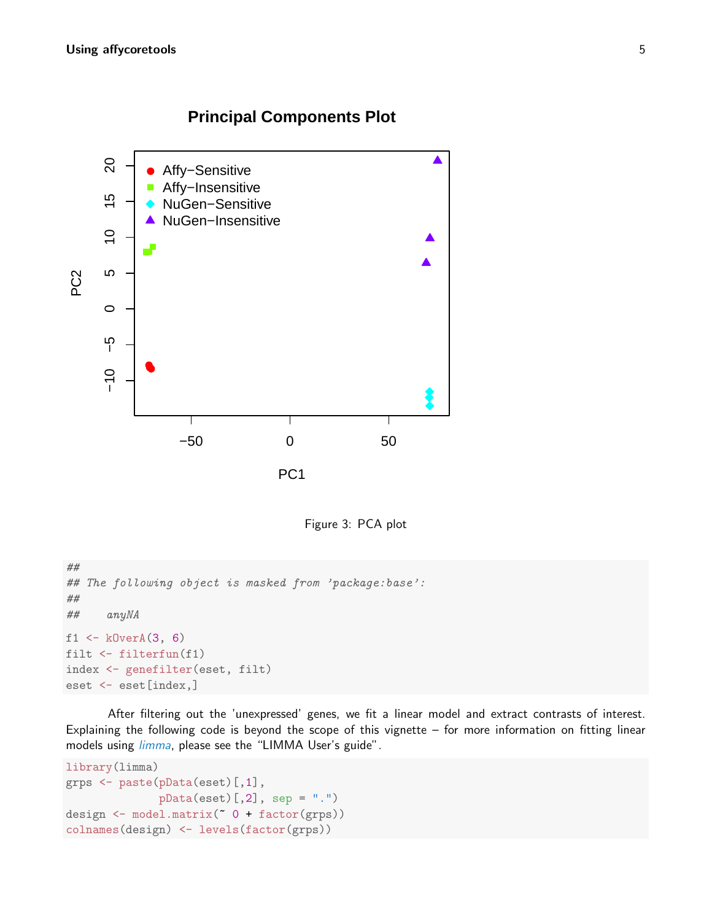Figure 3: PCA plot

```
##
## The following object is masked from 'package:base':
##
##     anyNA
```

```
f1 <- kOverA(3, 6)
filt <- filterfun(f1)
index <- genefilter(eset, filt)
eset <- eset[index,]
```

After filtering out the 'unexpressed' genes, we fit a linear model and extract contrasts of interest. Explaining the following code is beyond the scope of this vignette – for more information on fitting linear models using *limma*, please see the "LIMMA User's guide".

```
library(limma)
grps <- paste(pData(eset)[,1],
              pData(eset)[,2], sep = ".")
design <- model.matrix(~ 0 + factor(grps))
colnames(design) <- levels(factor(grps))
```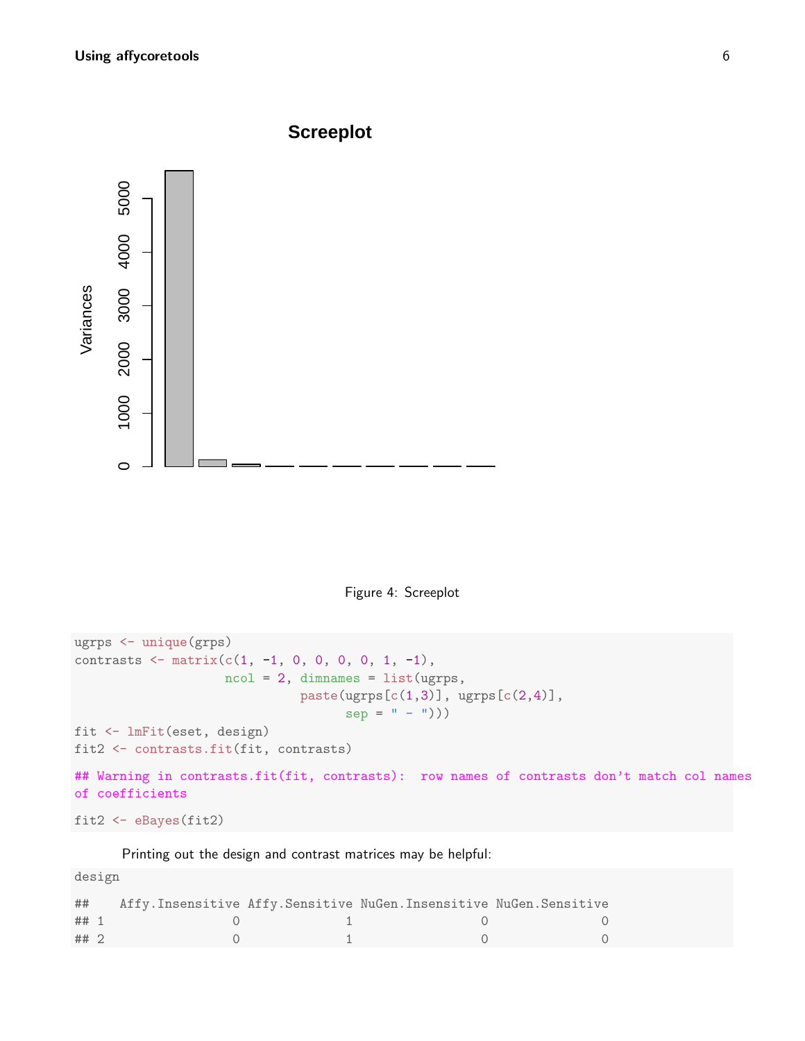Figure 4: Screeplot

```
ugrps <- unique(grps)
contrasts <- matrix(c(1, -1, 0, 0, 0, 0, 1, -1),
                    ncol = 2, dimnames = list(ugrps,
                                 paste(ugrps[c(1,3)], ugrps[c(2,4)],
                                       sep = " - ")))
fit <- lmFit(eset, design)
fit2 <- contrasts.fit(fit, contrasts)

## Warning in contrasts.fit(fit, contrasts): row names of contrasts don't match col names
of coefficients

fit2 <- eBayes(fit2)
```

Printing out the design and contrast matrices may be helpful:

```
design

##    Affy.Insensitive Affy.Sensitive NuGen.Insensitive NuGen.Sensitive
## 1                 0              1                 0               0
## 2                 0              1                 0               0
```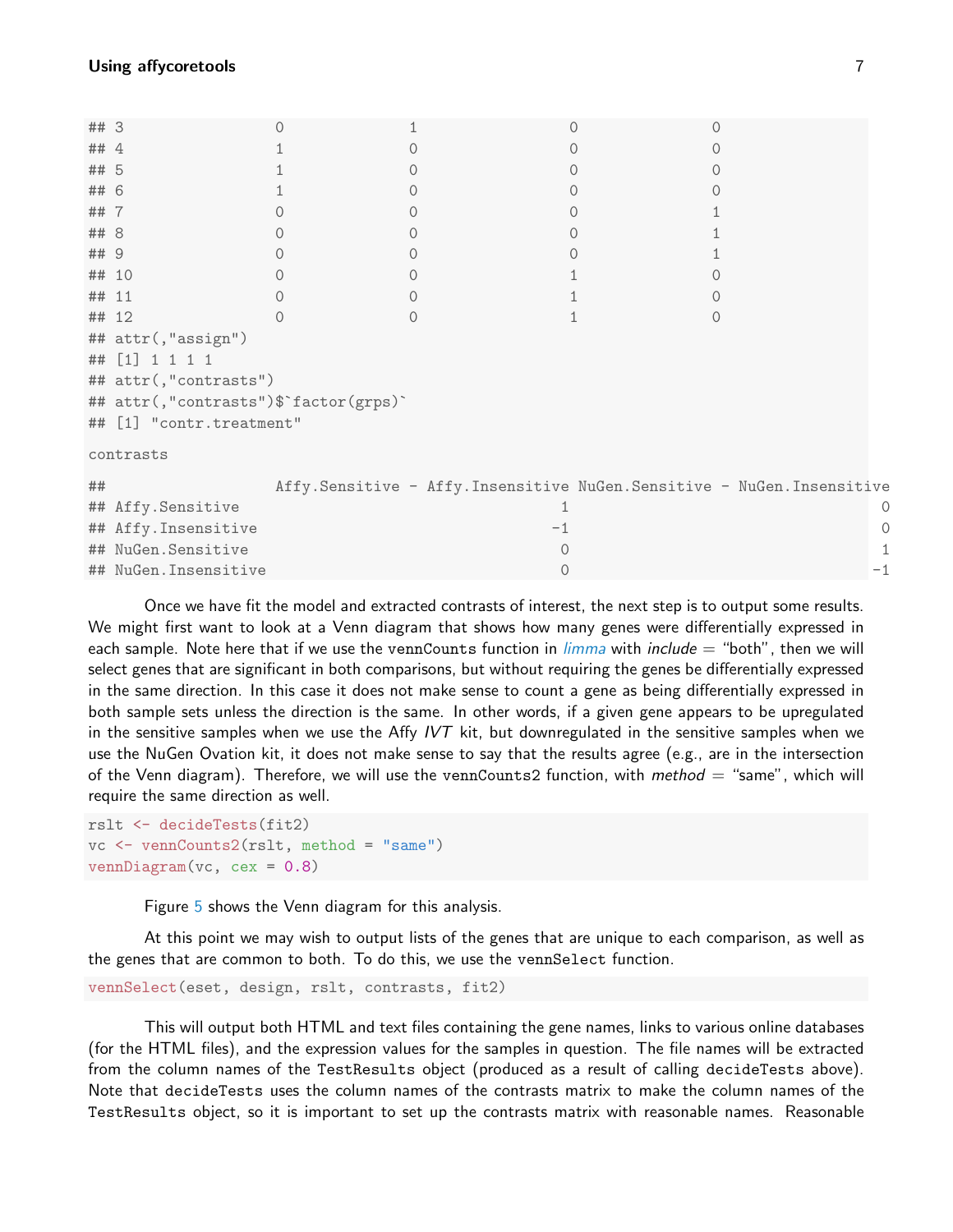```
## 3                0          1          0          0
## 4                1          0          0          0
## 5                1          0          0          0
## 6                1          0          0          0
## 7                0          0          0          1
## 8                0          0          0          1
## 9                0          0          0          1
## 10               0          0          1          0
## 11               0          0          1          0
## 12               0          0          1          0
## attr(,"assign")
## [1] 1 1 1 1
## attr(,"contrasts")
## attr(,"contrasts")$`factor(grps)`
## [1] "contr.treatment"
```

```
contrasts
```

```
##                    Affy.Sensitive - Affy.Insensitive NuGen.Sensitive - NuGen.Insensitive
## Affy.Sensitive                                     1                                   0
## Affy.Insensitive                                  -1                                   0
## NuGen.Sensitive                                    0                                   1
## NuGen.Insensitive                                  0                                  -1
```

Once we have fit the model and extracted contrasts of interest, the next step is to output some results. We might first want to look at a Venn diagram that shows how many genes were differentially expressed in each sample. Note here that if we use the `vennCounts` function in *limma* with *include* = "both", then we will select genes that are significant in both comparisons, but without requiring the genes be differentially expressed in the same direction. In this case it does not make sense to count a gene as being differentially expressed in both sample sets unless the direction is the same. In other words, if a given gene appears to be upregulated in the sensitive samples when we use the Affy *IVT* kit, but downregulated in the sensitive samples when we use the NuGen Ovation kit, it does not make sense to say that the results agree (e.g., are in the intersection of the Venn diagram). Therefore, we will use the `vennCounts2` function, with *method* = "same", which will require the same direction as well.

```
rslt <- decideTests(fit2)
vc <- vennCounts2(rslt, method = "same")
vennDiagram(vc, cex = 0.8)
```

Figure 5 shows the Venn diagram for this analysis.

At this point we may wish to output lists of the genes that are unique to each comparison, as well as the genes that are common to both. To do this, we use the `vennSelect` function.

```
vennSelect(eset, design, rslt, contrasts, fit2)
```

This will output both HTML and text files containing the gene names, links to various online databases (for the HTML files), and the expression values for the samples in question. The file names will be extracted from the column names of the `TestResults` object (produced as a result of calling `decideTests` above). Note that `decideTests` uses the column names of the contrasts matrix to make the column names of the `TestResults` object, so it is important to set up the contrasts matrix with reasonable names. Reasonable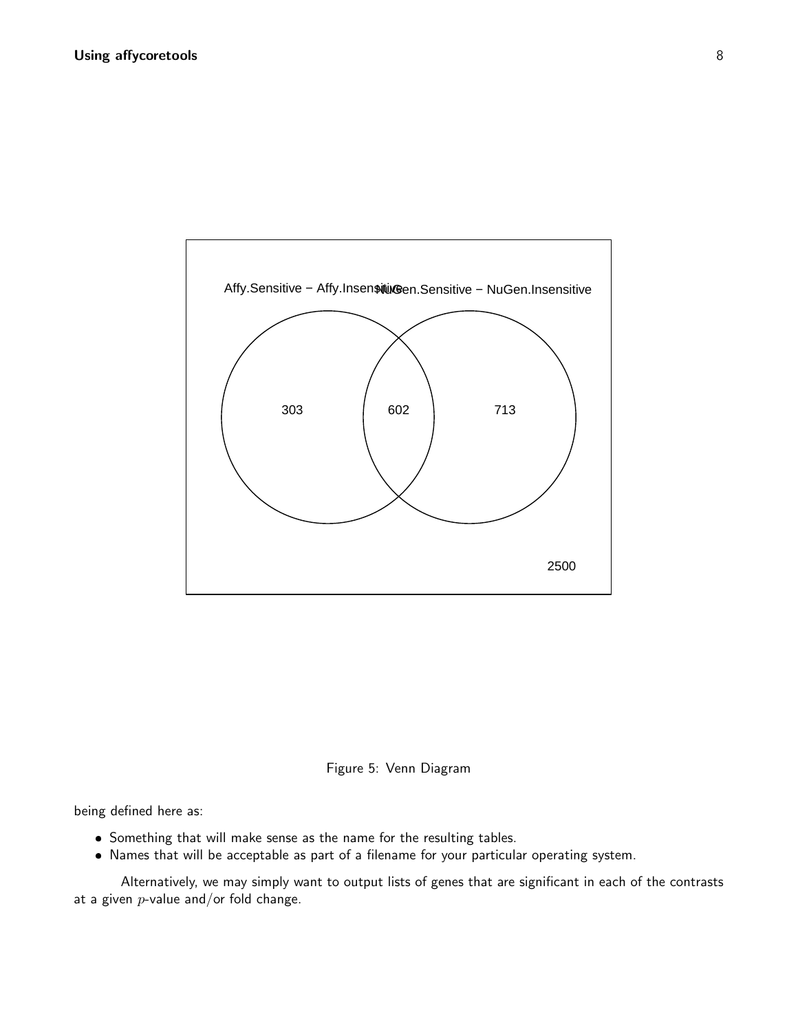Figure 5: Venn Diagram

being defined here as:

- Something that will make sense as the name for the resulting tables.
- Names that will be acceptable as part of a filename for your particular operating system.

Alternatively, we may simply want to output lists of genes that are significant in each of the contrasts at a given $p$-value and/or fold change.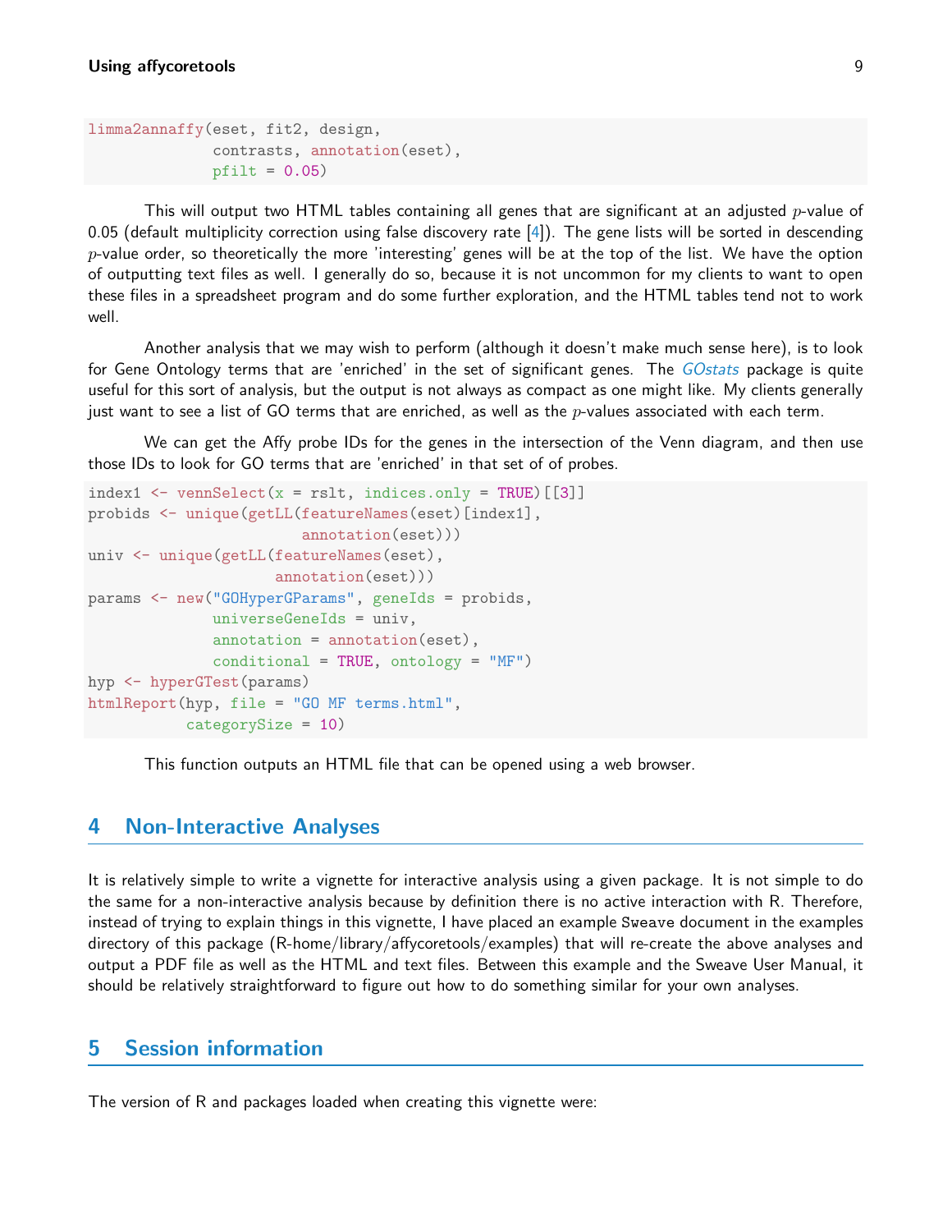```
limma2annaffy(eset, fit2, design,
              contrasts, annotation(eset),
              pfilt = 0.05)
```

This will output two HTML tables containing all genes that are significant at an adjusted $p$-value of 0.05 (default multiplicity correction using false discovery rate [4]). The gene lists will be sorted in descending $p$-value order, so theoretically the more 'interesting' genes will be at the top of the list. We have the option of outputting text files as well. I generally do so, because it is not uncommon for my clients to want to open these files in a spreadsheet program and do some further exploration, and the HTML tables tend not to work well.

Another analysis that we may wish to perform (although it doesn't make much sense here), is to look for Gene Ontology terms that are 'enriched' in the set of significant genes. The *GOstats* package is quite useful for this sort of analysis, but the output is not always as compact as one might like. My clients generally just want to see a list of GO terms that are enriched, as well as the $p$-values associated with each term.

We can get the Affy probe IDs for the genes in the intersection of the Venn diagram, and then use those IDs to look for GO terms that are 'enriched' in that set of of probes.

```
index1 <- vennSelect(x = rslt, indices.only = TRUE)[[3]]
probids <- unique(getLL(featureNames(eset)[index1],
                        annotation(eset)))
univ <- unique(getLL(featureNames(eset),
                     annotation(eset)))
params <- new("GOHyperGParams", geneIds = probids,
              universeGeneIds = univ,
              annotation = annotation(eset),
              conditional = TRUE, ontology = "MF")
hyp <- hyperGTest(params)
htmlReport(hyp, file = "GO MF terms.html",
           categorySize = 10)
```

This function outputs an HTML file that can be opened using a web browser.

## 4 Non-Interactive Analyses

It is relatively simple to write a vignette for interactive analysis using a given package. It is not simple to do the same for a non-interactive analysis because by definition there is no active interaction with R. Therefore, instead of trying to explain things in this vignette, I have placed an example `Sweave` document in the examples directory of this package (R-home/library/affycoretools/examples) that will re-create the above analyses and output a PDF file as well as the HTML and text files. Between this example and the Sweave User Manual, it should be relatively straightforward to figure out how to do something similar for your own analyses.

## 5 Session information

The version of R and packages loaded when creating this vignette were: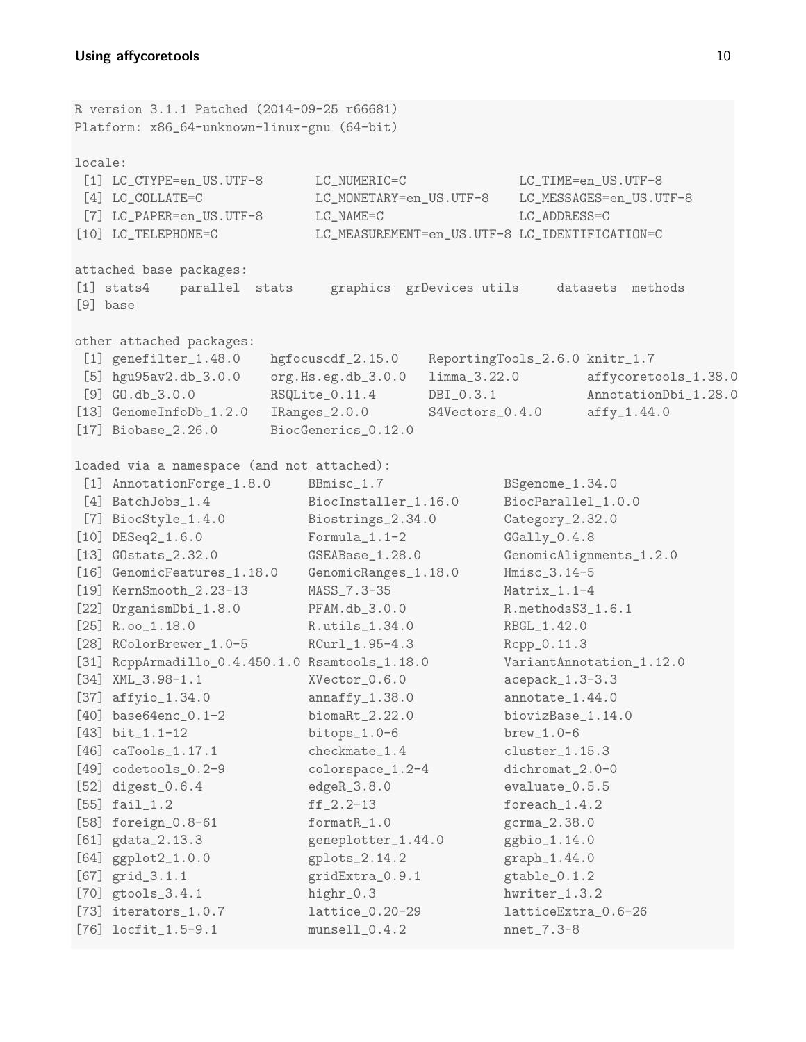```
R version 3.1.1 Patched (2014-09-25 r66681)
Platform: x86_64-unknown-linux-gnu (64-bit)

locale:
 [1] LC_CTYPE=en_US.UTF-8       LC_NUMERIC=C               LC_TIME=en_US.UTF-8
 [4] LC_COLLATE=C               LC_MONETARY=en_US.UTF-8    LC_MESSAGES=en_US.UTF-8
 [7] LC_PAPER=en_US.UTF-8       LC_NAME=C                  LC_ADDRESS=C
[10] LC_TELEPHONE=C             LC_MEASUREMENT=en_US.UTF-8 LC_IDENTIFICATION=C

attached base packages:
[1] stats4    parallel  stats     graphics  grDevices utils     datasets  methods
[9] base

other attached packages:
 [1] genefilter_1.48.0    hgfocuscdf_2.15.0    ReportingTools_2.6.0 knitr_1.7
 [5] hgu95av2.db_3.0.0    org.Hs.eg.db_3.0.0   limma_3.22.0         affycoretools_1.38.0
 [9] GO.db_3.0.0          RSQLite_0.11.4       DBI_0.3.1            AnnotationDbi_1.28.0
[13] GenomeInfoDb_1.2.0   IRanges_2.0.0        S4Vectors_0.4.0      affy_1.44.0
[17] Biobase_2.26.0       BiocGenerics_0.12.0

loaded via a namespace (and not attached):
 [1] AnnotationForge_1.8.0      BBmisc_1.7                BSgenome_1.34.0
 [4] BatchJobs_1.4              BiocInstaller_1.16.0      BiocParallel_1.0.0
 [7] BiocStyle_1.4.0            Biostrings_2.34.0         Category_2.32.0
[10] DESeq2_1.6.0               Formula_1.1-2             GGally_0.4.8
[13] GOstats_2.32.0             GSEABase_1.28.0           GenomicAlignments_1.2.0
[16] GenomicFeatures_1.18.0     GenomicRanges_1.18.0      Hmisc_3.14-5
[19] KernSmooth_2.23-13         MASS_7.3-35               Matrix_1.1-4
[22] OrganismDbi_1.8.0          PFAM.db_3.0.0             R.methodsS3_1.6.1
[25] R.oo_1.18.0                R.utils_1.34.0            RBGL_1.42.0
[28] RColorBrewer_1.0-5         RCurl_1.95-4.3            Rcpp_0.11.3
[31] RcppArmadillo_0.4.450.1.0 Rsamtools_1.18.0          VariantAnnotation_1.12.0
[34] XML_3.98-1.1               XVector_0.6.0             acepack_1.3-3.3
[37] affyio_1.34.0              annaffy_1.38.0            annotate_1.44.0
[40] base64enc_0.1-2            biomaRt_2.22.0            biovizBase_1.14.0
[43] bit_1.1-12                 bitops_1.0-6              brew_1.0-6
[46] caTools_1.17.1             checkmate_1.4             cluster_1.15.3
[49] codetools_0.2-9            colorspace_1.2-4          dichromat_2.0-0
[52] digest_0.6.4               edgeR_3.8.0               evaluate_0.5.5
[55] fail_1.2                   ff_2.2-13                 foreach_1.4.2
[58] foreign_0.8-61             formatR_1.0               gcrma_2.38.0
[61] gdata_2.13.3               geneplotter_1.44.0        ggbio_1.14.0
[64] ggplot2_1.0.0              gplots_2.14.2             graph_1.44.0
[67] grid_3.1.1                 gridExtra_0.9.1           gtable_0.1.2
[70] gtools_3.4.1               highr_0.3                 hwriter_1.3.2
[73] iterators_1.0.7            lattice_0.20-29           latticeExtra_0.6-26
[76] locfit_1.5-9.1             munsell_0.4.2             nnet_7.3-8
```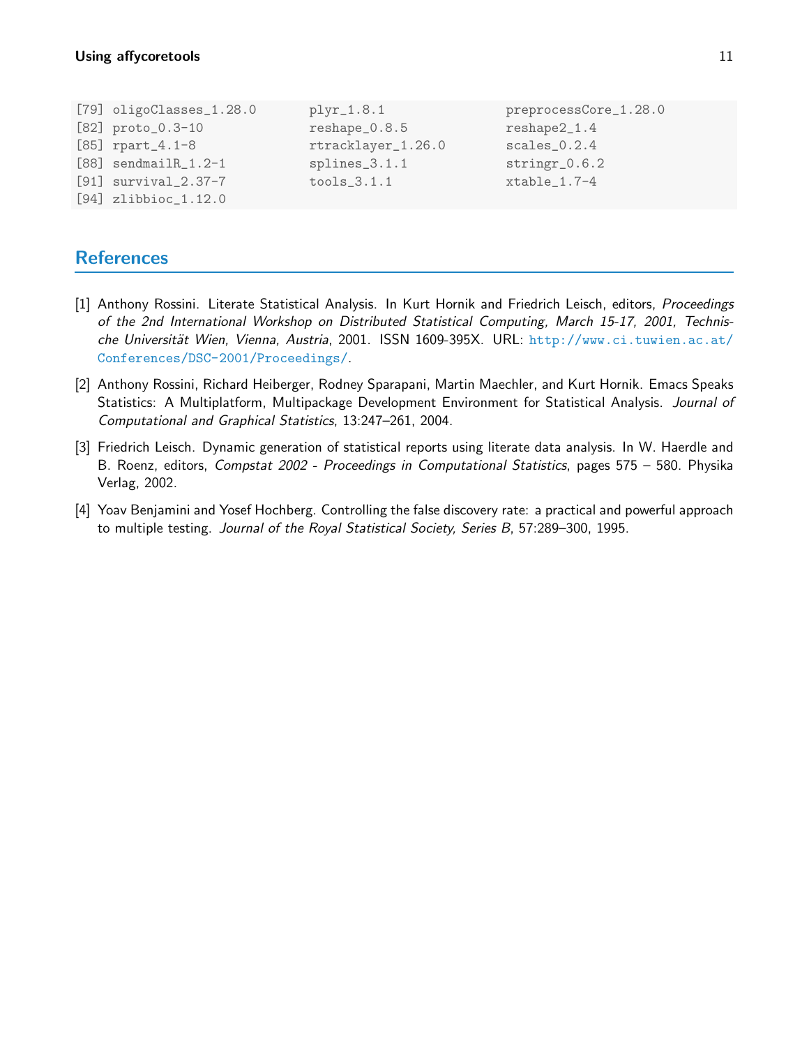```
[79] oligoClasses_1.28.0      plyr_1.8.1              preprocessCore_1.28.0
[82] proto_0.3-10             reshape_0.8.5           reshape2_1.4
[85] rpart_4.1-8              rtracklayer_1.26.0      scales_0.2.4
[88] sendmailR_1.2-1          splines_3.1.1           stringr_0.6.2
[91] survival_2.37-7          tools_3.1.1             xtable_1.7-4
[94] zlibbioc_1.12.0
```

## References

[1] Anthony Rossini. Literate Statistical Analysis. In Kurt Hornik and Friedrich Leisch, editors, *Proceedings of the 2nd International Workshop on Distributed Statistical Computing, March 15-17, 2001, Technische Universität Wien, Vienna, Austria*, 2001. ISSN 1609-395X. URL: http://www.ci.tuwien.ac.at/Conferences/DSC-2001/Proceedings/.

[2] Anthony Rossini, Richard Heiberger, Rodney Sparapani, Martin Maechler, and Kurt Hornik. Emacs Speaks Statistics: A Multiplatform, Multipackage Development Environment for Statistical Analysis. *Journal of Computational and Graphical Statistics*, 13:247–261, 2004.

[3] Friedrich Leisch. Dynamic generation of statistical reports using literate data analysis. In W. Haerdle and B. Roenz, editors, *Compstat 2002 - Proceedings in Computational Statistics*, pages 575 – 580. Physika Verlag, 2002.

[4] Yoav Benjamini and Yosef Hochberg. Controlling the false discovery rate: a practical and powerful approach to multiple testing. *Journal of the Royal Statistical Society, Series B*, 57:289–300, 1995.